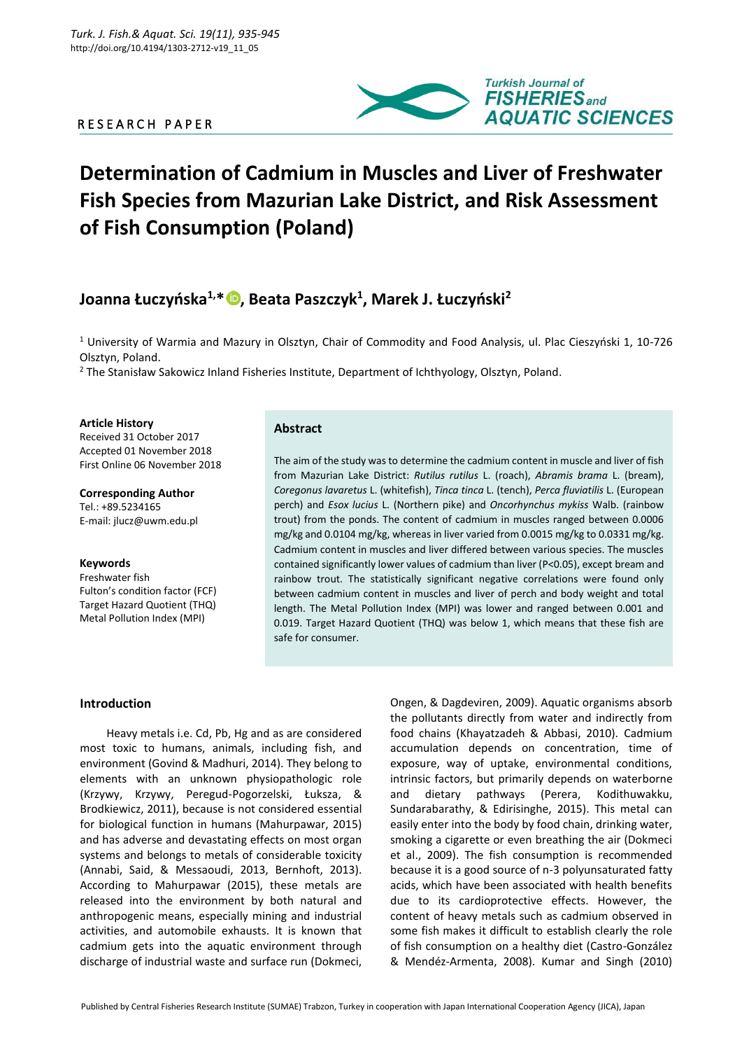RESEARCH PAPER

# Determination of Cadmium in Muscles and Liver of Freshwater Fish Species from Mazurian Lake District, and Risk Assessment of Fish Consumption (Poland)

**Joanna Łuczyńska[1,*], Beata Paszczyk[1], Marek J. Łuczyński[2]**

[1] University of Warmia and Mazury in Olsztyn, Chair of Commodity and Food Analysis, ul. Plac Cieszyński 1, 10-726 Olsztyn, Poland.

[2] The Stanisław Sakowicz Inland Fisheries Institute, Department of Ichthyology, Olsztyn, Poland.

**Article History**
Received 31 October 2017
Accepted 01 November 2018
First Online 06 November 2018

**Corresponding Author**
Tel.: +89.5234165
E-mail: jlucz@uwm.edu.pl

**Keywords**
Freshwater fish
Fulton's condition factor (FCF)
Target Hazard Quotient (THQ)
Metal Pollution Index (MPI)

## Abstract

The aim of the study was to determine the cadmium content in muscle and liver of fish from Mazurian Lake District: *Rutilus rutilus* L. (roach), *Abramis brama* L. (bream), *Coregonus lavaretus* L. (whitefish), *Tinca tinca* L. (tench), *Perca fluviatilis* L. (European perch) and *Esox lucius* L. (Northern pike) and *Oncorhynchus mykiss* Walb. (rainbow trout) from the ponds. The content of cadmium in muscles ranged between 0.0006 mg/kg and 0.0104 mg/kg, whereas in liver varied from 0.0015 mg/kg to 0.0331 mg/kg. Cadmium content in muscles and liver differed between various species. The muscles contained significantly lower values of cadmium than liver ($P<0.05$), except bream and rainbow trout. The statistically significant negative correlations were found only between cadmium content in muscles and liver of perch and body weight and total length. The Metal Pollution Index (MPI) was lower and ranged between 0.001 and 0.019. Target Hazard Quotient (THQ) was below 1, which means that these fish are safe for consumer.

## Introduction

Heavy metals i.e. Cd, Pb, Hg and as are considered most toxic to humans, animals, including fish, and environment (Govind & Madhuri, 2014). They belong to elements with an unknown physiopathologic role (Krzywy, Krzywy, Peregud-Pogorzelski, Łuksza, & Brodkiewicz, 2011), because is not considered essential for biological function in humans (Mahurpawar, 2015) and has adverse and devastating effects on most organ systems and belongs to metals of considerable toxicity (Annabi, Said, & Messaoudi, 2013, Bernhoft, 2013). According to Mahurpawar (2015), these metals are released into the environment by both natural and anthropogenic means, especially mining and industrial activities, and automobile exhausts. It is known that cadmium gets into the aquatic environment through discharge of industrial waste and surface run (Dokmeci, Ongen, & Dagdeviren, 2009). Aquatic organisms absorb the pollutants directly from water and indirectly from food chains (Khayatzadeh & Abbasi, 2010). Cadmium accumulation depends on concentration, time of exposure, way of uptake, environmental conditions, intrinsic factors, but primarily depends on waterborne and dietary pathways (Perera, Kodithuwakku, Sundarabarathy, & Edirisinghe, 2015). This metal can easily enter into the body by food chain, drinking water, smoking a cigarette or even breathing the air (Dokmeci et al., 2009). The fish consumption is recommended because it is a good source of n-3 polyunsaturated fatty acids, which have been associated with health benefits due to its cardioprotective effects. However, the content of heavy metals such as cadmium observed in some fish makes it difficult to establish clearly the role of fish consumption on a healthy diet (Castro-González & Mendéz-Armenta, 2008). Kumar and Singh (2010)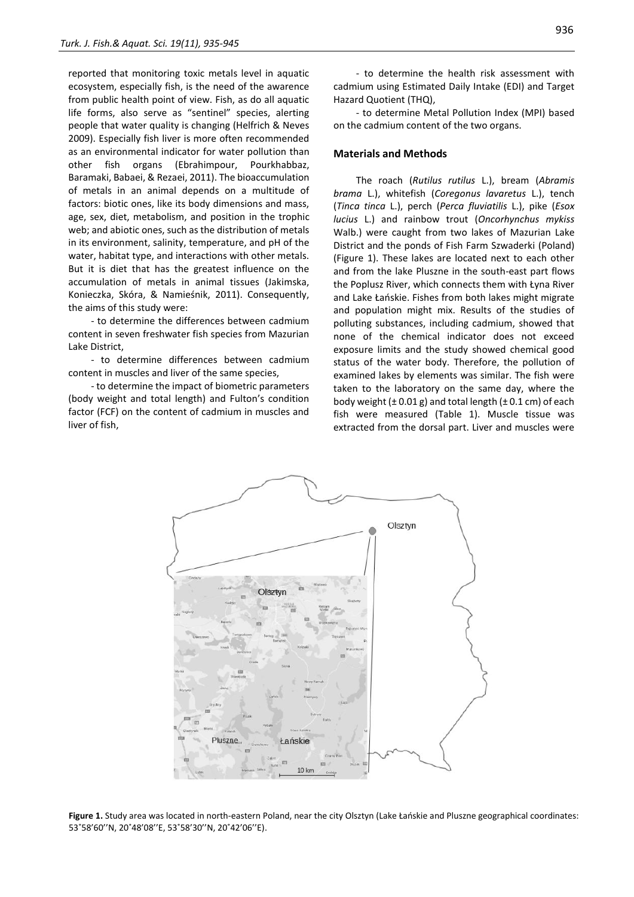reported that monitoring toxic metals level in aquatic ecosystem, especially fish, is the need of the awarence from public health point of view. Fish, as do all aquatic life forms, also serve as "sentinel" species, alerting people that water quality is changing (Helfrich & Neves 2009). Especially fish liver is more often recommended as an environmental indicator for water pollution than other fish organs (Ebrahimpour, Pourkhabbaz, Baramaki, Babaei, & Rezaei, 2011). The bioaccumulation of metals in an animal depends on a multitude of factors: biotic ones, like its body dimensions and mass, age, sex, diet, metabolism, and position in the trophic web; and abiotic ones, such as the distribution of metals in its environment, salinity, temperature, and pH of the water, habitat type, and interactions with other metals. But it is diet that has the greatest influence on the accumulation of metals in animal tissues (Jakimska, Konieczka, Skóra, & Namieśnik, 2011). Consequently, the aims of this study were:

- to determine the differences between cadmium content in seven freshwater fish species from Mazurian Lake District,
- to determine differences between cadmium content in muscles and liver of the same species,
- to determine the impact of biometric parameters (body weight and total length) and Fulton's condition factor (FCF) on the content of cadmium in muscles and liver of fish,
- to determine the health risk assessment with cadmium using Estimated Daily Intake (EDI) and Target Hazard Quotient (THQ),
- to determine Metal Pollution Index (MPI) based on the cadmium content of the two organs.

## Materials and Methods

The roach (*Rutilus rutilus* L.), bream (*Abramis brama* L.), whitefish (*Coregonus lavaretus* L.), tench (*Tinca tinca* L.), perch (*Perca fluviatilis* L.), pike (*Esox lucius* L.) and rainbow trout (*Oncorhynchus mykiss* Walb.) were caught from two lakes of Mazurian Lake District and the ponds of Fish Farm Szwaderki (Poland) (Figure 1). These lakes are located next to each other and from the lake Pluszne in the south-east part flows the Poplusz River, which connects them with Łyna River and Lake Łańskie. Fishes from both lakes might migrate and population might mix. Results of the studies of polluting substances, including cadmium, showed that none of the chemical indicator does not exceed exposure limits and the study showed chemical good status of the water body. Therefore, the pollution of examined lakes by elements was similar. The fish were taken to the laboratory on the same day, where the body weight (± 0.01 g) and total length (± 0.1 cm) of each fish were measured (Table 1). Muscle tissue was extracted from the dorsal part. Liver and muscles were

**Figure 1.** Study area was located in north-eastern Poland, near the city Olsztyn (Lake Łańskie and Pluszne geographical coordinates: 53˚58'60''N, 20˚48'08''E, 53˚58'30''N, 20˚42'06''E).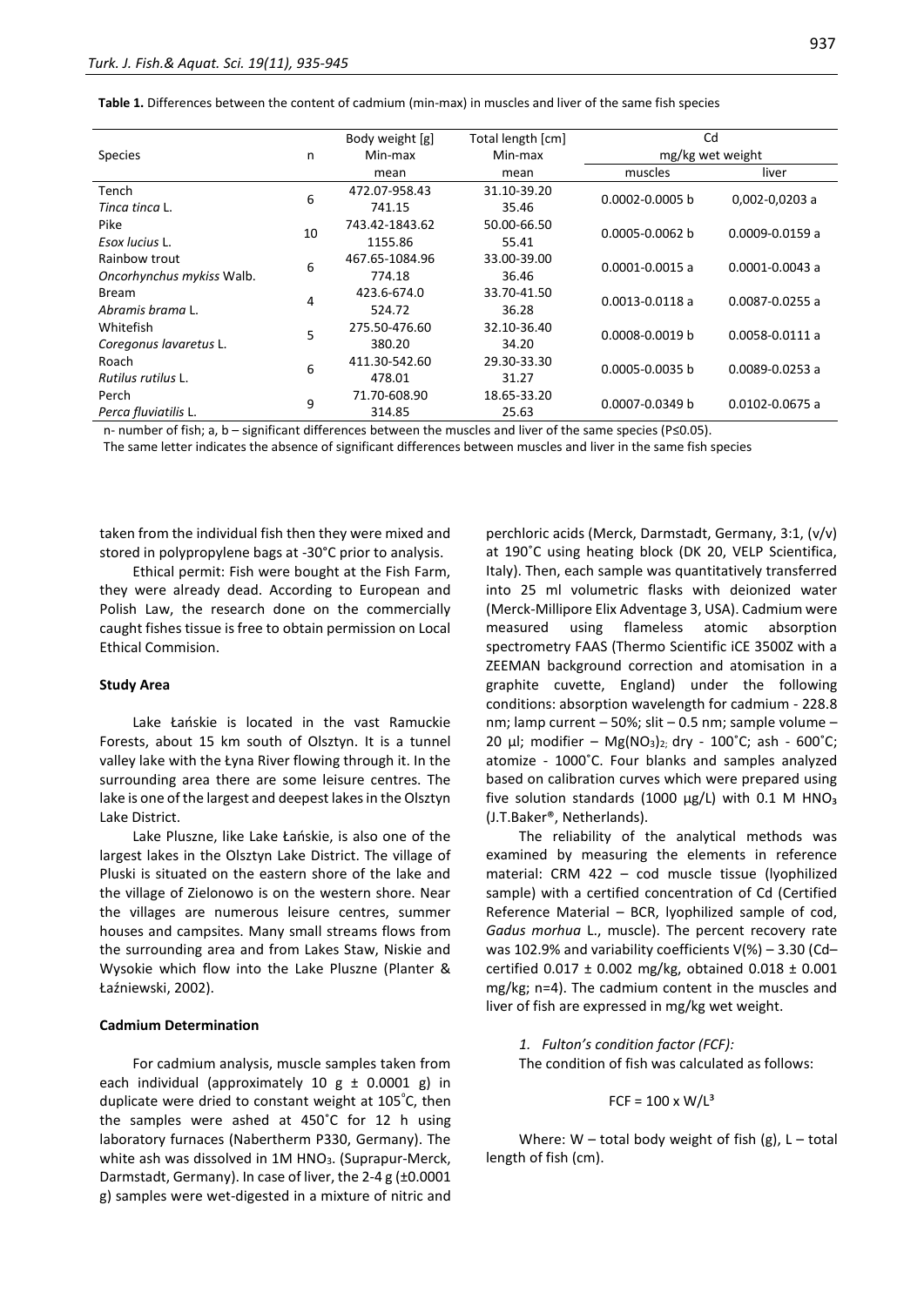**Table 1.** Differences between the content of cadmium (min-max) in muscles and liver of the same fish species

| Species | n | Body weight [g] Min-max mean | Total length [cm] Min-max mean | Cd mg/kg wet weight | |
|---|---|---|---|---|---|
| | | | | muscles | liver |
| Tench *Tinca tinca* L. | 6 | 472.07-958.43 741.15 | 31.10-39.20 35.46 | 0.0002-0.0005 b | 0,002-0,0203 a |
| Pike *Esox lucius* L. | 10 | 743.42-1843.62 1155.86 | 50.00-66.50 55.41 | 0.0005-0.0062 b | 0.0009-0.0159 a |
| Rainbow trout *Oncorhynchus mykiss* Walb. | 6 | 467.65-1084.96 774.18 | 33.00-39.00 36.46 | 0.0001-0.0015 a | 0.0001-0.0043 a |
| Bream *Abramis brama* L. | 4 | 423.6-674.0 524.72 | 33.70-41.50 36.28 | 0.0013-0.0118 a | 0.0087-0.0255 a |
| Whitefish *Coregonus lavaretus* L. | 5 | 275.50-476.60 380.20 | 32.10-36.40 34.20 | 0.0008-0.0019 b | 0.0058-0.0111 a |
| Roach *Rutilus rutilus* L. | 6 | 411.30-542.60 478.01 | 29.30-33.30 31.27 | 0.0005-0.0035 b | 0.0089-0.0253 a |
| Perch *Perca fluviatilis* L. | 9 | 71.70-608.90 314.85 | 18.65-33.20 25.63 | 0.0007-0.0349 b | 0.0102-0.0675 a |

n- number of fish; a, b – significant differences between the muscles and liver of the same species (P≤0.05).
The same letter indicates the absence of significant differences between muscles and liver in the same fish species

taken from the individual fish then they were mixed and stored in polypropylene bags at -30°C prior to analysis.

Ethical permit: Fish were bought at the Fish Farm, they were already dead. According to European and Polish Law, the research done on the commercially caught fishes tissue is free to obtain permission on Local Ethical Commision.

#### Study Area

Lake Łańskie is located in the vast Ramuckie Forests, about 15 km south of Olsztyn. It is a tunnel valley lake with the Łyna River flowing through it. In the surrounding area there are some leisure centres. The lake is one of the largest and deepest lakes in the Olsztyn Lake District.

Lake Pluszne, like Lake Łańskie, is also one of the largest lakes in the Olsztyn Lake District. The village of Pluski is situated on the eastern shore of the lake and the village of Zielonowo is on the western shore. Near the villages are numerous leisure centres, summer houses and campsites. Many small streams flows from the surrounding area and from Lakes Staw, Niskie and Wysokie which flow into the Lake Pluszne (Planter & Łaźniewski, 2002).

#### Cadmium Determination

For cadmium analysis, muscle samples taken from each individual (approximately 10 g ± 0.0001 g) in duplicate were dried to constant weight at 105˚C, then the samples were ashed at 450˚C for 12 h using laboratory furnaces (Nabertherm P330, Germany). The white ash was dissolved in 1M $HNO_3$. (Suprapur-Merck, Darmstadt, Germany). In case of liver, the 2-4 g (±0.0001 g) samples were wet-digested in a mixture of nitric and perchloric acids (Merck, Darmstadt, Germany, 3:1, (v/v) at 190˚C using heating block (DK 20, VELP Scientifica, Italy). Then, each sample was quantitatively transferred into 25 ml volumetric flasks with deionized water (Merck-Millipore Elix Adventage 3, USA). Cadmium were measured using flameless atomic absorption spectrometry FAAS (Thermo Scientific iCE 3500Z with a ZEEMAN background correction and atomisation in a graphite cuvette, England) under the following conditions: absorption wavelength for cadmium - 228.8 nm; lamp current – 50%; slit – 0.5 nm; sample volume – 20 µl; modifier – $Mg(NO_3)_2$; dry - 100˚C; ash - 600˚C; atomize - 1000˚C. Four blanks and samples analyzed based on calibration curves which were prepared using five solution standards (1000 µg/L) with 0.1 M $HNO_3$ (J.T.Baker®, Netherlands).

The reliability of the analytical methods was examined by measuring the elements in reference material: CRM 422 – cod muscle tissue (lyophilized sample) with a certified concentration of Cd (Certified Reference Material – BCR, lyophilized sample of cod, *Gadus morhua* L., muscle). The percent recovery rate was 102.9% and variability coefficients V(%) – 3.30 (Cd–certified 0.017 ± 0.002 mg/kg, obtained 0.018 ± 0.001 mg/kg; n=4). The cadmium content in the muscles and liver of fish are expressed in mg/kg wet weight.

1. *Fulton's condition factor (FCF):*

The condition of fish was calculated as follows:

$$FCF = 100 \times W/L^3$$

Where: W – total body weight of fish (g), L – total length of fish (cm).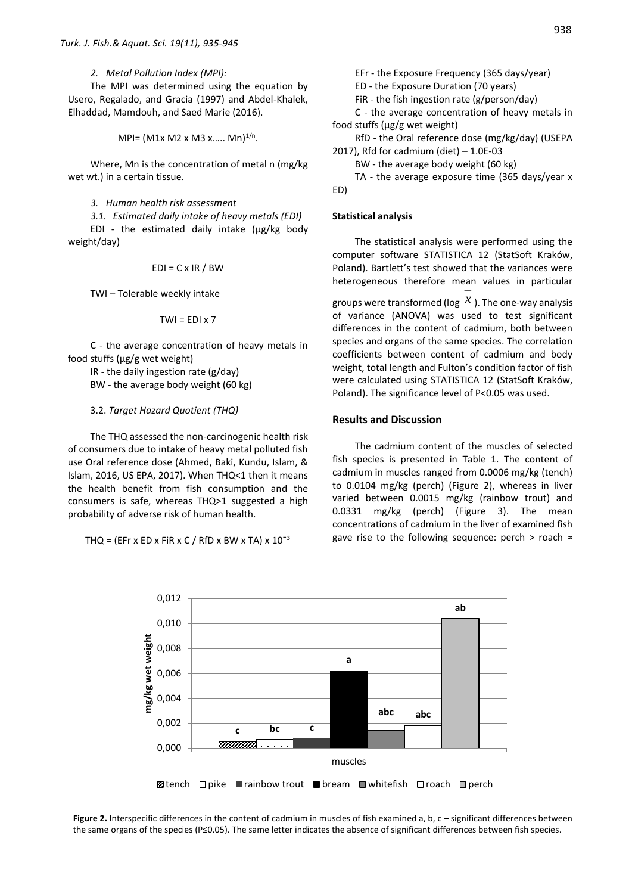*2. Metal Pollution Index (MPI):*

The MPI was determined using the equation by Usero, Regalado, and Gracia (1997) and Abdel-Khalek, Elhaddad, Mamdouh, and Saed Marie (2016).

$$MPI = (M1 \times M2 \times M3 \times \ldots . Mn)^{1/n}.$$

Where, Mn is the concentration of metal n (mg/kg wet wt.) in a certain tissue.

*3. Human health risk assessment*

*3.1. Estimated daily intake of heavy metals (EDI)*

EDI - the estimated daily intake (µg/kg body weight/day)

$$EDI = C \times IR / BW$$

TWI – Tolerable weekly intake

$$TWI = EDI \times 7$$

C - the average concentration of heavy metals in food stuffs (µg/g wet weight)

IR - the daily ingestion rate (g/day)

BW - the average body weight (60 kg)

3.2. *Target Hazard Quotient (THQ)*

The THQ assessed the non-carcinogenic health risk of consumers due to intake of heavy metal polluted fish use Oral reference dose (Ahmed, Baki, Kundu, Islam, & Islam, 2016, US EPA, 2017). When THQ<1 then it means the health benefit from fish consumption and the consumers is safe, whereas THQ>1 suggested a high probability of adverse risk of human health.

$$THQ = (EFr \times ED \times FiR \times C / RfD \times BW \times TA) \times 10^{-3}$$

EFr - the Exposure Frequency (365 days/year)

ED - the Exposure Duration (70 years)

FiR - the fish ingestion rate (g/person/day)

C - the average concentration of heavy metals in food stuffs (µg/g wet weight)

RfD - the Oral reference dose (mg/kg/day) (USEPA 2017), Rfd for cadmium (diet) – 1.0E-03

BW - the average body weight (60 kg)

TA - the average exposure time (365 days/year x ED)

**Statistical analysis**

The statistical analysis were performed using the computer software STATISTICA 12 (StatSoft Kraków, Poland). Bartlett's test showed that the variances were heterogeneous therefore mean values in particular groups were transformed (log $\bar{x}$). The one-way analysis of variance (ANOVA) was used to test significant differences in the content of cadmium, both between species and organs of the same species. The correlation coefficients between content of cadmium and body weight, total length and Fulton's condition factor of fish were calculated using STATISTICA 12 (StatSoft Kraków, Poland). The significance level of P<0.05 was used.

## Results and Discussion

The cadmium content of the muscles of selected fish species is presented in Table 1. The content of cadmium in muscles ranged from 0.0006 mg/kg (tench) to 0.0104 mg/kg (perch) (Figure 2), whereas in liver varied between 0.0015 mg/kg (rainbow trout) and 0.0331 mg/kg (perch) (Figure 3). The mean concentrations of cadmium in the liver of examined fish gave rise to the following sequence: perch > roach ≈

**Figure 2.** Interspecific differences in the content of cadmium in muscles of fish examined a, b, c – significant differences between the same organs of the species (P≤0.05). The same letter indicates the absence of significant differences between fish species.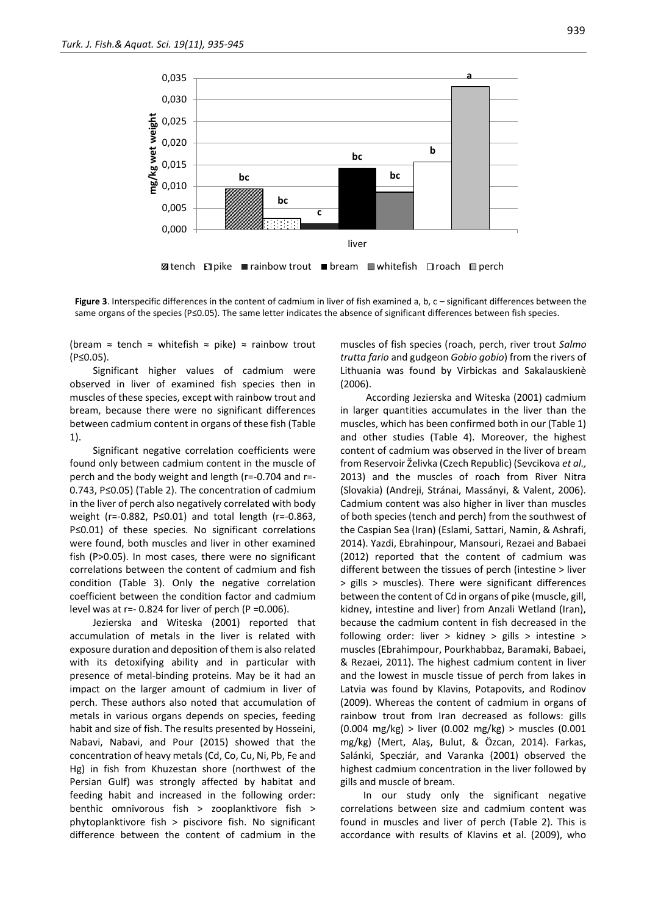**Figure 3**. Interspecific differences in the content of cadmium in liver of fish examined a, b, c – significant differences between the same organs of the species (P≤0.05). The same letter indicates the absence of significant differences between fish species.

(bream ≈ tench ≈ whitefish ≈ pike) ≈ rainbow trout (P≤0.05).

Significant higher values of cadmium were observed in liver of examined fish species then in muscles of these species, except with rainbow trout and bream, because there were no significant differences between cadmium content in organs of these fish (Table 1).

Significant negative correlation coefficients were found only between cadmium content in the muscle of perch and the body weight and length (r=-0.704 and r=-0.743, P≤0.05) (Table 2). The concentration of cadmium in the liver of perch also negatively correlated with body weight (r=-0.882, P≤0.01) and total length (r=-0.863, P≤0.01) of these species. No significant correlations were found, both muscles and liver in other examined fish (P>0.05). In most cases, there were no significant correlations between the content of cadmium and fish condition (Table 3). Only the negative correlation coefficient between the condition factor and cadmium level was at r=- 0.824 for liver of perch (P =0.006).

Jezierska and Witeska (2001) reported that accumulation of metals in the liver is related with exposure duration and deposition of them is also related with its detoxifying ability and in particular with presence of metal-binding proteins. May be it had an impact on the larger amount of cadmium in liver of perch. These authors also noted that accumulation of metals in various organs depends on species, feeding habit and size of fish. The results presented by Hosseini, Nabavi, Nabavi, and Pour (2015) showed that the concentration of heavy metals (Cd, Co, Cu, Ni, Pb, Fe and Hg) in fish from Khuzestan shore (northwest of the Persian Gulf) was strongly affected by habitat and feeding habit and increased in the following order: benthic omnivorous fish > zooplanktivore fish > phytoplanktivore fish > piscivore fish. No significant difference between the content of cadmium in the muscles of fish species (roach, perch, river trout *Salmo trutta fario* and gudgeon *Gobio gobio*) from the rivers of Lithuania was found by Virbickas and Sakalauskienè (2006).

According Jezierska and Witeska (2001) cadmium in larger quantities accumulates in the liver than the muscles, which has been confirmed both in our (Table 1) and other studies (Table 4). Moreover, the highest content of cadmium was observed in the liver of bream from Reservoir Želivka (Czech Republic) (Sevcikova *et al.,* 2013) and the muscles of roach from River Nitra (Slovakia) (Andreji, Stránai, Massányi, & Valent, 2006). Cadmium content was also higher in liver than muscles of both species (tench and perch) from the southwest of the Caspian Sea (Iran) (Eslami, Sattari, Namin, & Ashrafi, 2014). Yazdi, Ebrahinpour, Mansouri, Rezaei and Babaei (2012) reported that the content of cadmium was different between the tissues of perch (intestine > liver > gills > muscles). There were significant differences between the content of Cd in organs of pike (muscle, gill, kidney, intestine and liver) from Anzali Wetland (Iran), because the cadmium content in fish decreased in the following order: liver > kidney > gills > intestine > muscles (Ebrahimpour, Pourkhabbaz, Baramaki, Babaei, & Rezaei, 2011). The highest cadmium content in liver and the lowest in muscle tissue of perch from lakes in Latvia was found by Klavins, Potapovits, and Rodinov (2009). Whereas the content of cadmium in organs of rainbow trout from Iran decreased as follows: gills (0.004 mg/kg) > liver (0.002 mg/kg) > muscles (0.001 mg/kg) (Mert, Alaş, Bulut, & Özcan, 2014). Farkas, Salánki, Specziár, and Varanka (2001) observed the highest cadmium concentration in the liver followed by gills and muscle of bream.

In our study only the significant negative correlations between size and cadmium content was found in muscles and liver of perch (Table 2). This is accordance with results of Klavins et al. (2009), who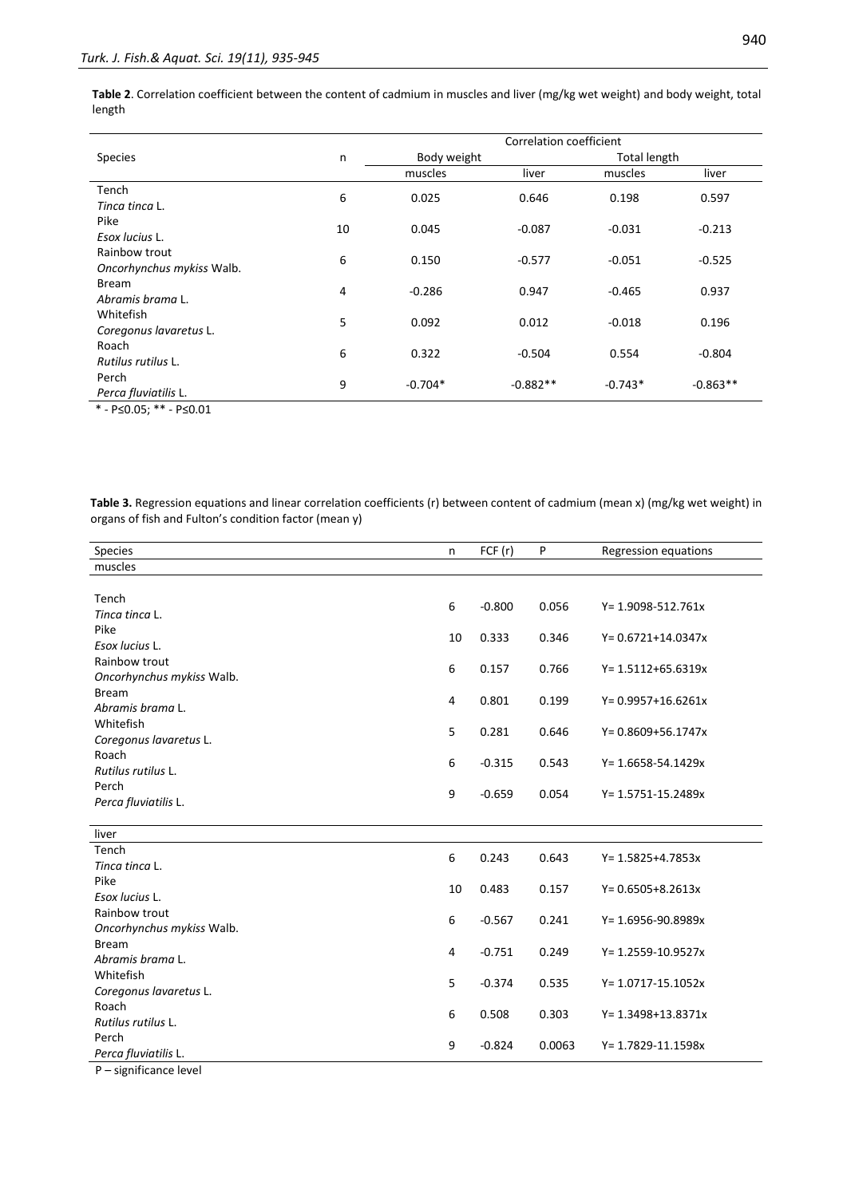**Table 2**. Correlation coefficient between the content of cadmium in muscles and liver (mg/kg wet weight) and body weight, total length

| Species | n | Correlation coefficient | | | |
|---|---|---|---|---|---|
| | | Body weight | | Total length | |
| | | muscles | liver | muscles | liver |
| Tench *Tinca tinca* L. | 6 | 0.025 | 0.646 | 0.198 | 0.597 |
| Pike *Esox lucius* L. | 10 | 0.045 | -0.087 | -0.031 | -0.213 |
| Rainbow trout *Oncorhynchus mykiss* Walb. | 6 | 0.150 | -0.577 | -0.051 | -0.525 |
| Bream *Abramis brama* L. | 4 | -0.286 | 0.947 | -0.465 | 0.937 |
| Whitefish *Coregonus lavaretus* L. | 5 | 0.092 | 0.012 | -0.018 | 0.196 |
| Roach *Rutilus rutilus* L. | 6 | 0.322 | -0.504 | 0.554 | -0.804 |
| Perch *Perca fluviatilis* L. | 9 | -0.704* | -0.882** | -0.743* | -0.863** |

* - P≤0.05; ** - P≤0.01

**Table 3.** Regression equations and linear correlation coefficients (r) between content of cadmium (mean x) (mg/kg wet weight) in organs of fish and Fulton's condition factor (mean y)

| Species | n | FCF (r) | P | Regression equations |
|---|---|---|---|---|
| muscles | | | | |
| Tench *Tinca tinca* L. | 6 | -0.800 | 0.056 | Y= 1.9098-512.761x |
| Pike *Esox lucius* L. | 10 | 0.333 | 0.346 | Y= 0.6721+14.0347x |
| Rainbow trout *Oncorhynchus mykiss* Walb. | 6 | 0.157 | 0.766 | Y= 1.5112+65.6319x |
| Bream *Abramis brama* L. | 4 | 0.801 | 0.199 | Y= 0.9957+16.6261x |
| Whitefish *Coregonus lavaretus* L. | 5 | 0.281 | 0.646 | Y= 0.8609+56.1747x |
| Roach *Rutilus rutilus* L. | 6 | -0.315 | 0.543 | Y= 1.6658-54.1429x |
| Perch *Perca fluviatilis* L. | 9 | -0.659 | 0.054 | Y= 1.5751-15.2489x |
| liver | | | | |
| Tench *Tinca tinca* L. | 6 | 0.243 | 0.643 | Y= 1.5825+4.7853x |
| Pike *Esox lucius* L. | 10 | 0.483 | 0.157 | Y= 0.6505+8.2613x |
| Rainbow trout *Oncorhynchus mykiss* Walb. | 6 | -0.567 | 0.241 | Y= 1.6956-90.8989x |
| Bream *Abramis brama* L. | 4 | -0.751 | 0.249 | Y= 1.2559-10.9527x |
| Whitefish *Coregonus lavaretus* L. | 5 | -0.374 | 0.535 | Y= 1.0717-15.1052x |
| Roach *Rutilus rutilus* L. | 6 | 0.508 | 0.303 | Y= 1.3498+13.8371x |
| Perch *Perca fluviatilis* L. | 9 | -0.824 | 0.0063 | Y= 1.7829-11.1598x |

P – significance level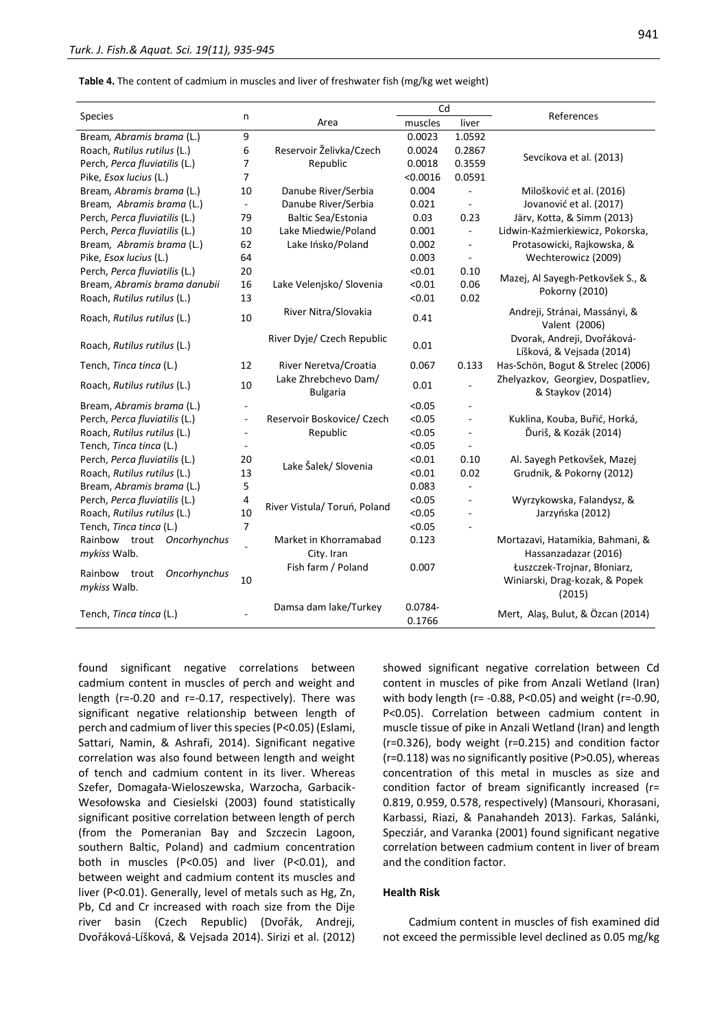**Table 4.** The content of cadmium in muscles and liver of freshwater fish (mg/kg wet weight)

| Species | n | Area | Cd | | References |
|---|---|---|---|---|---|
| | | | muscles | liver | |
| Bream, *Abramis brama* (L.) | 9 | Reservoir Želivka/Czech Republic | 0.0023 | 1.0592 | Sevcikova et al. (2013) |
| Roach, *Rutilus rutilus* (L.) | 6 | | 0.0024 | 0.2867 | |
| Perch, *Perca fluviatilis* (L.) | 7 | | 0.0018 | 0.3559 | |
| Pike, *Esox lucius* (L.) | 7 | | <0.0016 | 0.0591 | |
| Bream, *Abramis brama* (L.) | 10 | Danube River/Serbia | 0.004 | - | Milošković et al. (2016) |
| Bream, *Abramis brama* (L.) | - | Danube River/Serbia | 0.021 | - | Jovanović et al. (2017) |
| Perch, *Perca fluviatilis* (L.) | 79 | Baltic Sea/Estonia | 0.03 | 0.23 | Järv, Kotta, & Simm (2013) |
| Perch, *Perca fluviatilis* (L.) | 10 | Lake Miedwie/Poland | 0.001 | - | Lidwin-Kaźmierkiewicz, Pokorska, |
| Bream, *Abramis brama* (L.) | 62 | Lake Ińsko/Poland | 0.002 | - | Protasowicki, Rajkowska, & |
| Pike, *Esox lucius* (L.) | 64 | | 0.003 | - | Wechterowicz (2009) |
| Perch, *Perca fluviatilis* (L.) | 20 | Lake Velenjsko/ Slovenia | <0.01 | 0.10 | Mazej, Al Sayegh-Petkovšek S., & Pokorny (2010) |
| Bream, *Abramis brama danubii* | 16 | | <0.01 | 0.06 | |
| Roach, *Rutilus rutilus* (L.) | 13 | | <0.01 | 0.02 | |
| Roach, *Rutilus rutilus* (L.) | 10 | River Nitra/Slovakia | 0.41 | | Andreji, Stránai, Massányi, & Valent (2006) |
| Roach, *Rutilus rutilus* (L.) | | River Dyje/ Czech Republic | 0.01 | | Dvorak, Andreji, Dvořáková-Líšková, & Vejsada (2014) |
| Tench, *Tinca tinca* (L.) | 12 | River Neretva/Croatia | 0.067 | 0.133 | Has-Schön, Bogut & Strelec (2006) |
| Roach, *Rutilus rutilus* (L.) | 10 | Lake Zhrebchevo Dam/ Bulgaria | 0.01 | - | Zhelyazkov, Georgiev, Dospatliev, & Staykov (2014) |
| Bream, *Abramis brama* (L.) | - | Reservoir Boskovice/ Czech Republic | <0.05 | - | Kuklina, Kouba, Buřič, Horká, Ďuriš, & Kozák (2014) |
| Perch, *Perca fluviatilis* (L.) | - | | <0.05 | - | |
| Roach, *Rutilus rutilus* (L.) | - | | <0.05 | - | |
| Tench, *Tinca tinca* (L.) | - | | <0.05 | - | |
| Perch, *Perca fluviatilis* (L.) | 20 | Lake Šalek/ Slovenia | <0.01 | 0.10 | Al. Sayegh Petkovšek, Mazej Grudnik, & Pokorny (2012) |
| Roach, *Rutilus rutilus* (L.) | 13 | | <0.01 | 0.02 | |
| Bream, *Abramis brama* (L.) | 5 | River Vistula/ Toruń, Poland | 0.083 | - | Wyrzykowska, Falandysz, & Jarzyńska (2012) |
| Perch, *Perca fluviatilis* (L.) | 4 | | <0.05 | - | |
| Roach, *Rutilus rutilus* (L.) | 10 | | <0.05 | - | |
| Tench, *Tinca tinca* (L.) | 7 | | <0.05 | - | |
| Rainbow trout *Oncorhynchus mykiss* Walb. | - | Market in Khorramabad City. Iran | 0.123 | | Mortazavi, Hatamikia, Bahmani, & Hassanzadazar (2016) |
| Rainbow trout *Oncorhynchus mykiss* Walb. | 10 | Fish farm / Poland | 0.007 | | Łuszczek-Trojnar, Błoniarz, Winiarski, Drag-kozak, & Popek (2015) |
| Tench, *Tinca tinca* (L.) | - | Damsa dam lake/Turkey | 0.0784-0.1766 | | Mert, Alaş, Bulut, & Özcan (2014) |

found significant negative correlations between cadmium content in muscles of perch and weight and length (r=-0.20 and r=-0.17, respectively). There was significant negative relationship between length of perch and cadmium of liver this species (P<0.05) (Eslami, Sattari, Namin, & Ashrafi, 2014). Significant negative correlation was also found between length and weight of tench and cadmium content in its liver. Whereas Szefer, Domagała-Wieloszewska, Warzocha, Garbacik-Wesołowska and Ciesielski (2003) found statistically significant positive correlation between length of perch (from the Pomeranian Bay and Szczecin Lagoon, southern Baltic, Poland) and cadmium concentration both in muscles (P<0.05) and liver (P<0.01), and between weight and cadmium content its muscles and liver (P<0.01). Generally, level of metals such as Hg, Zn, Pb, Cd and Cr increased with roach size from the Dije river basin (Czech Republic) (Dvořák, Andreji, Dvořáková-Líšková, & Vejsada 2014). Sirizi et al. (2012) showed significant negative correlation between Cd content in muscles of pike from Anzali Wetland (Iran) with body length (r= -0.88, P<0.05) and weight (r=-0.90, P<0.05). Correlation between cadmium content in muscle tissue of pike in Anzali Wetland (Iran) and length (r=0.326), body weight (r=0.215) and condition factor (r=0.118) was no significantly positive (P>0.05), whereas concentration of this metal in muscles as size and condition factor of bream significantly increased (r= 0.819, 0.959, 0.578, respectively) (Mansouri, Khorasani, Karbassi, Riazi, & Panahandeh 2013). Farkas, Salánki, Specziár, and Varanka (2001) found significant negative correlation between cadmium content in liver of bream and the condition factor.

## Health Risk

Cadmium content in muscles of fish examined did not exceed the permissible level declined as 0.05 mg/kg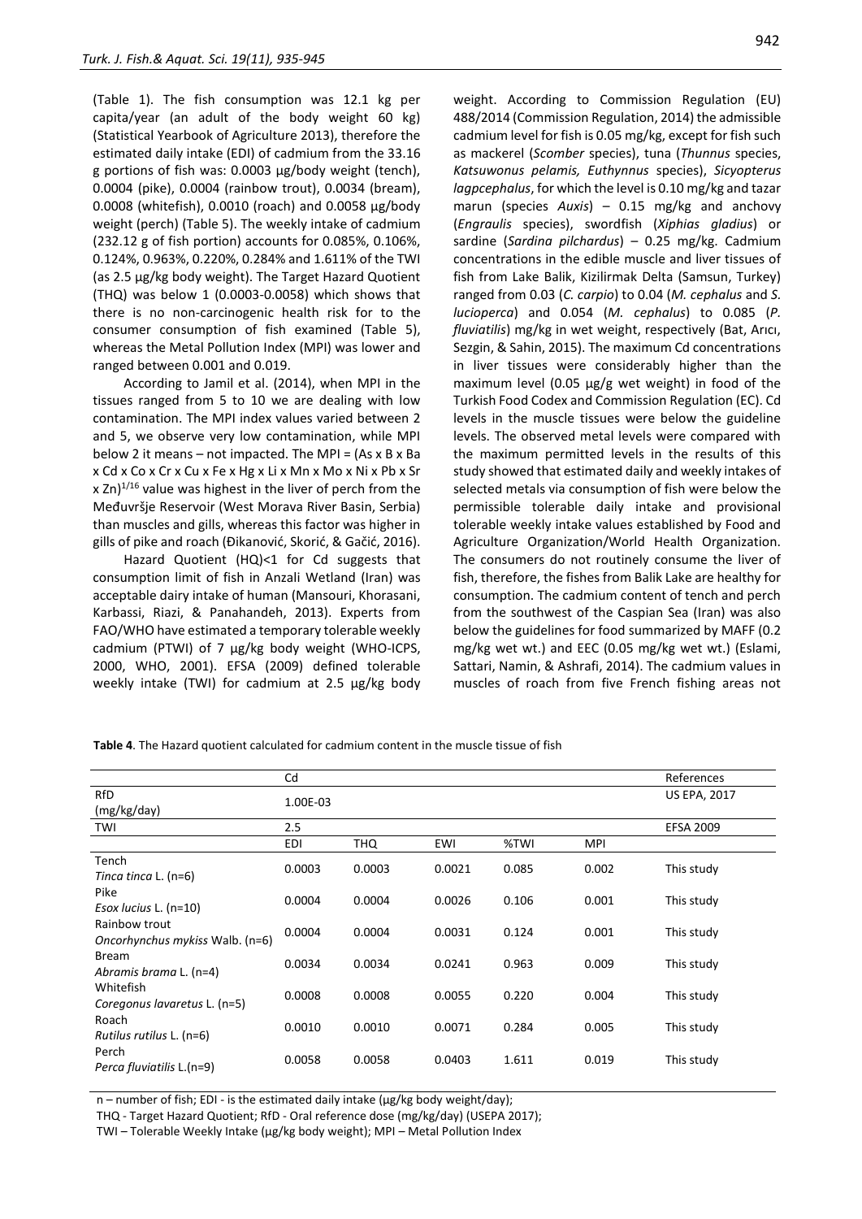(Table 1). The fish consumption was 12.1 kg per capita/year (an adult of the body weight 60 kg) (Statistical Yearbook of Agriculture 2013), therefore the estimated daily intake (EDI) of cadmium from the 33.16 g portions of fish was: 0.0003 µg/body weight (tench), 0.0004 (pike), 0.0004 (rainbow trout), 0.0034 (bream), 0.0008 (whitefish), 0.0010 (roach) and 0.0058 µg/body weight (perch) (Table 5). The weekly intake of cadmium (232.12 g of fish portion) accounts for 0.085%, 0.106%, 0.124%, 0.963%, 0.220%, 0.284% and 1.611% of the TWI (as 2.5 µg/kg body weight). The Target Hazard Quotient (THQ) was below 1 (0.0003-0.0058) which shows that there is no non-carcinogenic health risk for to the consumer consumption of fish examined (Table 5), whereas the Metal Pollution Index (MPI) was lower and ranged between 0.001 and 0.019.

According to Jamil et al. (2014), when MPI in the tissues ranged from 5 to 10 we are dealing with low contamination. The MPI index values varied between 2 and 5, we observe very low contamination, while MPI below 2 it means – not impacted. The MPI = $(As \times B \times Ba \times Cd \times Co \times Cr \times Cu \times Fe \times Hg \times Li \times Mn \times Mo \times Ni \times Pb \times Sr \times Zn)^{1/16}$ value was highest in the liver of perch from the Međuvršje Reservoir (West Morava River Basin, Serbia) than muscles and gills, whereas this factor was higher in gills of pike and roach (Đikanović, Skorić, & Gačić, 2016).

Hazard Quotient (HQ)<1 for Cd suggests that consumption limit of fish in Anzali Wetland (Iran) was acceptable dairy intake of human (Mansouri, Khorasani, Karbassi, Riazi, & Panahandeh, 2013). Experts from FAO/WHO have estimated a temporary tolerable weekly cadmium (PTWI) of 7 µg/kg body weight (WHO-ICPS, 2000, WHO, 2001). EFSA (2009) defined tolerable weekly intake (TWI) for cadmium at 2.5 µg/kg body weight. According to Commission Regulation (EU) 488/2014 (Commission Regulation, 2014) the admissible cadmium level for fish is 0.05 mg/kg, except for fish such as mackerel (*Scomber* species), tuna (*Thunnus* species, *Katsuwonus pelamis, Euthynnus* species), *Sicyopterus lagpcephalus*, for which the level is 0.10 mg/kg and tazar marun (species *Auxis*) – 0.15 mg/kg and anchovy (*Engraulis* species), swordfish (*Xiphias gladius*) or sardine (*Sardina pilchardus*) – 0.25 mg/kg. Cadmium concentrations in the edible muscle and liver tissues of fish from Lake Balik, Kizilirmak Delta (Samsun, Turkey) ranged from 0.03 (*C. carpio*) to 0.04 (*M. cephalus* and *S. lucioperca*) and 0.054 (*M. cephalus*) to 0.085 (*P. fluviatilis*) mg/kg in wet weight, respectively (Bat, Arıcı, Sezgin, & Sahin, 2015). The maximum Cd concentrations in liver tissues were considerably higher than the maximum level (0.05 µg/g wet weight) in food of the Turkish Food Codex and Commission Regulation (EC). Cd levels in the muscle tissues were below the guideline levels. The observed metal levels were compared with the maximum permitted levels in the results of this study showed that estimated daily and weekly intakes of selected metals via consumption of fish were below the permissible tolerable daily intake and provisional tolerable weekly intake values established by Food and Agriculture Organization/World Health Organization. The consumers do not routinely consume the liver of fish, therefore, the fishes from Balik Lake are healthy for consumption. The cadmium content of tench and perch from the southwest of the Caspian Sea (Iran) was also below the guidelines for food summarized by MAFF (0.2 mg/kg wet wt.) and EEC (0.05 mg/kg wet wt.) (Eslami, Sattari, Namin, & Ashrafi, 2014). The cadmium values in muscles of roach from five French fishing areas not

**Table 4**. The Hazard quotient calculated for cadmium content in the muscle tissue of fish

| | Cd | | | | | References |
|---|---|---|---|---|---|---|
| RfD (mg/kg/day) | 1.00E-03 | | | | | US EPA, 2017 |
| TWI | 2.5 | | | | | EFSA 2009 |
| | EDI | THQ | EWI | %TWI | MPI | |
| Tench *Tinca tinca* L. (n=6) | 0.0003 | 0.0003 | 0.0021 | 0.085 | 0.002 | This study |
| Pike *Esox lucius* L. (n=10) | 0.0004 | 0.0004 | 0.0026 | 0.106 | 0.001 | This study |
| Rainbow trout *Oncorhynchus mykiss* Walb. (n=6) | 0.0004 | 0.0004 | 0.0031 | 0.124 | 0.001 | This study |
| Bream *Abramis brama* L. (n=4) | 0.0034 | 0.0034 | 0.0241 | 0.963 | 0.009 | This study |
| Whitefish *Coregonus lavaretus* L. (n=5) | 0.0008 | 0.0008 | 0.0055 | 0.220 | 0.004 | This study |
| Roach *Rutilus rutilus* L. (n=6) | 0.0010 | 0.0010 | 0.0071 | 0.284 | 0.005 | This study |
| Perch *Perca fluviatilis* L.(n=9) | 0.0058 | 0.0058 | 0.0403 | 1.611 | 0.019 | This study |

n – number of fish; EDI - is the estimated daily intake (µg/kg body weight/day);
THQ - Target Hazard Quotient; RfD - Oral reference dose (mg/kg/day) (USEPA 2017);
TWI – Tolerable Weekly Intake (µg/kg body weight); MPI – Metal Pollution Index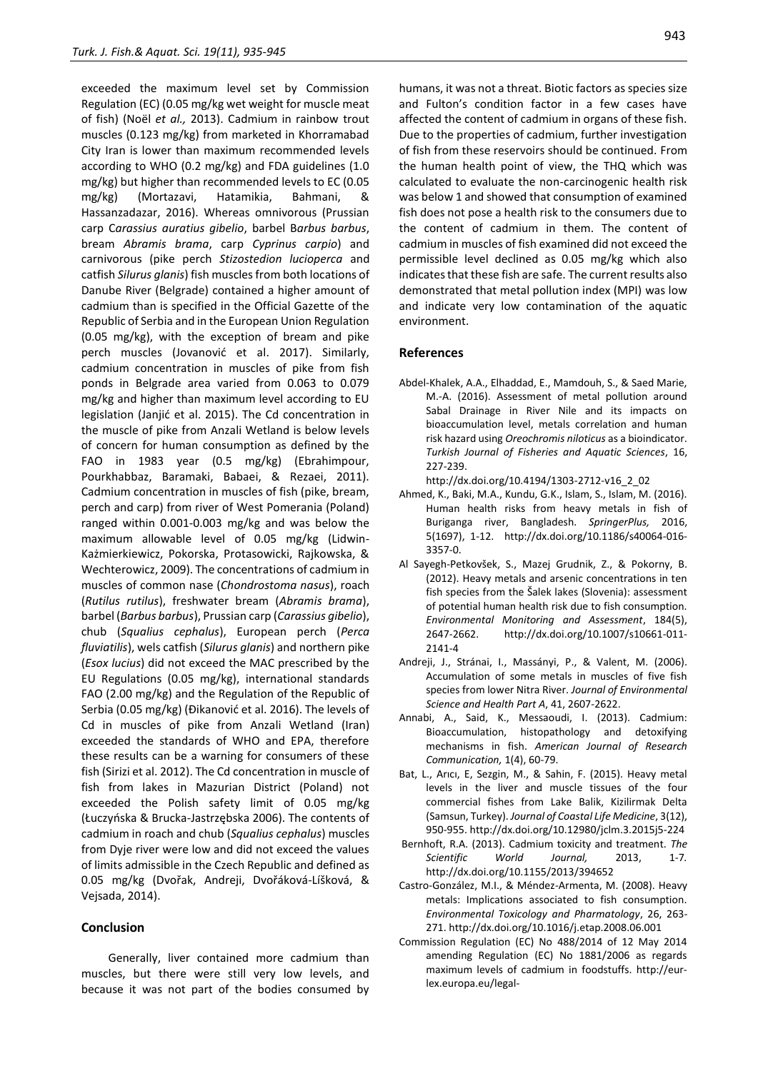exceeded the maximum level set by Commission Regulation (EC) (0.05 mg/kg wet weight for muscle meat of fish) (Noël *et al.,* 2013). Cadmium in rainbow trout muscles (0.123 mg/kg) from marketed in Khorramabad City Iran is lower than maximum recommended levels according to WHO (0.2 mg/kg) and FDA guidelines (1.0 mg/kg) but higher than recommended levels to EC (0.05 mg/kg) (Mortazavi, Hatamikia, Bahmani, & Hassanzadazar, 2016). Whereas omnivorous (Prussian carp C*arassius auratius gibelio*, barbel B*arbus barbus*, bream *Abramis brama*, carp *Cyprinus carpio*) and carnivorous (pike perch *Stizostedion lucioperca* and catfish *Silurus glanis*) fish muscles from both locations of Danube River (Belgrade) contained a higher amount of cadmium than is specified in the Official Gazette of the Republic of Serbia and in the European Union Regulation (0.05 mg/kg), with the exception of bream and pike perch muscles (Jovanović et al. 2017). Similarly, cadmium concentration in muscles of pike from fish ponds in Belgrade area varied from 0.063 to 0.079 mg/kg and higher than maximum level according to EU legislation (Janjić et al. 2015). The Cd concentration in the muscle of pike from Anzali Wetland is below levels of concern for human consumption as defined by the FAO in 1983 year (0.5 mg/kg) (Ebrahimpour, Pourkhabbaz, Baramaki, Babaei, & Rezaei, 2011). Cadmium concentration in muscles of fish (pike, bream, perch and carp) from river of West Pomerania (Poland) ranged within 0.001-0.003 mg/kg and was below the maximum allowable level of 0.05 mg/kg (Lidwin-Każmierkiewicz, Pokorska, Protasowicki, Rajkowska, & Wechterowicz, 2009). The concentrations of cadmium in muscles of common nase (*Chondrostoma nasus*), roach (*Rutilus rutilus*), freshwater bream (*Abramis brama*), barbel (*Barbus barbus*), Prussian carp (*Carassius gibelio*), chub (*Squalius cephalus*), European perch (*Perca fluviatilis*), wels catfish (*Silurus glanis*) and northern pike (*Esox lucius*) did not exceed the MAC prescribed by the EU Regulations (0.05 mg/kg), international standards FAO (2.00 mg/kg) and the Regulation of the Republic of Serbia (0.05 mg/kg) (Đikanović et al. 2016). The levels of Cd in muscles of pike from Anzali Wetland (Iran) exceeded the standards of WHO and EPA, therefore these results can be a warning for consumers of these fish (Sirizi et al. 2012). The Cd concentration in muscle of fish from lakes in Mazurian District (Poland) not exceeded the Polish safety limit of 0.05 mg/kg (Łuczyńska & Brucka-Jastrzębska 2006). The contents of cadmium in roach and chub (*Squalius cephalus*) muscles from Dyje river were low and did not exceed the values of limits admissible in the Czech Republic and defined as 0.05 mg/kg (Dvořak, Andreji, Dvořáková-Líšková, & Vejsada, 2014).

## Conclusion

Generally, liver contained more cadmium than muscles, but there were still very low levels, and because it was not part of the bodies consumed by humans, it was not a threat. Biotic factors as species size and Fulton's condition factor in a few cases have affected the content of cadmium in organs of these fish. Due to the properties of cadmium, further investigation of fish from these reservoirs should be continued. From the human health point of view, the THQ which was calculated to evaluate the non-carcinogenic health risk was below 1 and showed that consumption of examined fish does not pose a health risk to the consumers due to the content of cadmium in them. The content of cadmium in muscles of fish examined did not exceed the permissible level declined as 0.05 mg/kg which also indicates that these fish are safe. The current results also demonstrated that metal pollution index (MPI) was low and indicate very low contamination of the aquatic environment.

## References

Abdel-Khalek, A.A., Elhaddad, E., Mamdouh, S., & Saed Marie, M.-A. (2016). Assessment of metal pollution around Sabal Drainage in River Nile and its impacts on bioaccumulation level, metals correlation and human risk hazard using *Oreochromis niloticus* as a bioindicator. *Turkish Journal of Fisheries and Aquatic Sciences*, 16, 227-239. http://dx.doi.org/10.4194/1303-2712-v16_2_02

Ahmed, K., Baki, M.A., Kundu, G.K., Islam, S., Islam, M. (2016). Human health risks from heavy metals in fish of Buriganga river, Bangladesh. *SpringerPlus,* 2016, 5(1697), 1-12. http://dx.doi.org/10.1186/s40064-016-3357-0.

Al Sayegh-Petkovšek, S., Mazej Grudnik, Z., & Pokorny, B. (2012). Heavy metals and arsenic concentrations in ten fish species from the Šalek lakes (Slovenia): assessment of potential human health risk due to fish consumption. *Environmental Monitoring and Assessment*, 184(5), 2647-2662. http://dx.doi.org/10.1007/s10661-011-2141-4

Andreji, J., Stránai, I., Massányi, P., & Valent, M. (2006). Accumulation of some metals in muscles of five fish species from lower Nitra River. *Journal of Environmental Science and Health Part A*, 41, 2607-2622.

Annabi, A., Said, K., Messaoudi, I. (2013). Cadmium: Bioaccumulation, histopathology and detoxifying mechanisms in fish. *American Journal of Research Communication,* 1(4), 60-79.

Bat, L., Arıcı, E, Sezgin, M., & Sahin, F. (2015). Heavy metal levels in the liver and muscle tissues of the four commercial fishes from Lake Balik, Kizilirmak Delta (Samsun, Turkey). *Journal of Coastal Life Medicine*, 3(12), 950-955. http://dx.doi.org/10.12980/jclm.3.2015j5-224

Bernhoft, R.A. (2013). Cadmium toxicity and treatment. *The Scientific World Journal,* 2013, 1-7. http://dx.doi.org/10.1155/2013/394652

Castro-González, M.I., & Méndez-Armenta, M. (2008). Heavy metals: Implications associated to fish consumption. *Environmental Toxicology and Pharmatology*, 26, 263-271. http://dx.doi.org/10.1016/j.etap.2008.06.001

Commission Regulation (EC) No 488/2014 of 12 May 2014 amending Regulation (EC) No 1881/2006 as regards maximum levels of cadmium in foodstuffs. http://eur-lex.europa.eu/legal-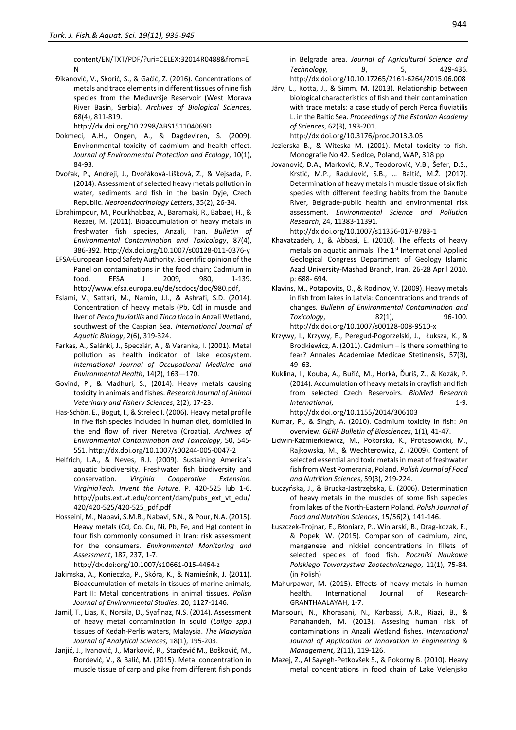content/EN/TXT/PDF/?uri=CELEX:32014R0488&from=EN

Đikanović, V., Skorić, S., & Gačić, Z. (2016). Concentrations of metals and trace elements in different tissues of nine fish species from the Međuvršje Reservoir (West Morava River Basin, Serbia). *Archives of Biological Sciences*, 68(4), 811-819. http://dx.doi.org/10.2298/ABS151104069D

Dokmeci, A.H., Ongen, A., & Dagdeviren, S. (2009). Environmental toxicity of cadmium and health effect. *Journal of Environmental Protection and Ecology*, 10(1), 84-93.

Dvořak, P., Andreji, J., Dvořáková-Líšková, Z., & Vejsada, P. (2014). Assessment of selected heavy metals pollution in water, sediments and fish in the basin Dyje, Czech Republic. *Neoroendocrinology Letters*, 35(2), 26-34.

Ebrahimpour, M., Pourkhabbaz, A., Baramaki, R., Babaei, H., & Rezaei, M. (2011). Bioaccumulation of heavy metals in freshwater fish species, Anzali, Iran. *Bulletin of Environmental Contamination and Toxicology*, 87(4), 386-392. http://dx.doi.org/10.1007/s00128-011-0376-y

EFSA-European Food Safety Authority. Scientific opinion of the Panel on contaminations in the food chain; Cadmium in food. EFSA J 2009, 980, 1-139. http://www.efsa.europa.eu/de/scdocs/doc/980.pdf,

Eslami, V., Sattari, M., Namin, J.I., & Ashrafi, S.D. (2014). Concentration of heavy metals (Pb, Cd) in muscle and liver of *Perca fluviatilis* and *Tinca tinca* in Anzali Wetland, southwest of the Caspian Sea. *International Journal of Aquatic Biology*, 2(6), 319-324.

Farkas, A., Salánki, J., Specziár, A., & Varanka, I. (2001). Metal pollution as health indicator of lake ecosystem. *International Journal of Occupational Medicine and Environmental Health*, 14(2), 163—170.

Govind, P., & Madhuri, S., (2014). Heavy metals causing toxicity in animals and fishes. *Research Journal of Animal Veterinary and Fishery Sciences*, 2(2), 17-23.

Has-Schön, E., Bogut, I., & Strelec I. (2006). Heavy metal profile in five fish species included in human diet, domiciled in the end flow of river Neretva (Croatia). *Archives of Environmental Contamination and Toxicology*, 50, 545-551. http://dx.doi.org/10.1007/s00244-005-0047-2

Helfrich, L.A., & Neves, R.J. (2009). Sustaining America's aquatic biodiversity. Freshwater fish biodiversity and conservation. *Virginia Cooperative Extension. VirginiaTech. Invent the Future*. P. 420-525 lub 1-6. http://pubs.ext.vt.edu/content/dam/pubs_ext_vt_edu/420/420-525/420-525_pdf.pdf

Hosseini, M., Nabavi, S.M.B., Nabavi, S.N., & Pour, N.A. (2015). Heavy metals (Cd, Co, Cu, Ni, Pb, Fe, and Hg) content in four fish commonly consumed in Iran: risk assessment for the consumers. *Environmental Monitoring and Assessment*, 187, 237, 1-7. http://dx.doi:org/10.1007/s10661-015-4464-z

Jakimska, A., Konieczka, P., Skóra, K., & Namieśnik, J. (2011). Bioaccumulation of metals in tissues of marine animals, Part II: Metal concentrations in animal tissues. *Polish Journal of Environmental Studies*, 20, 1127-1146.

Jamil, T., Lias, K., Norsila, D., Syafinaz, N.S. (2014). Assessment of heavy metal contamination in squid (*Loligo spp.*) tissues of Kedah-Perlis waters, Malaysia. *The Malaysian Journal of Analytical Sciences,* 18(1), 195-203.

Janjić, J., Ivanović, J., Marković, R., Starčević M., Bošković, M., Đordević, V., & Balić, M. (2015). Metal concentration in muscle tissue of carp and pike from different fish ponds in Belgrade area. *Journal of Agricultural Science and Technology, B*, 5, 429-436. http://dx.doi.org/10.10.17265/2161-6264/2015.06.008

Järv, L., Kotta, J., & Simm, M. (2013). Relationship between biological characteristics of fish and their contamination with trace metals: a case study of perch Perca fluviatilis L. in the Baltic Sea. *Proceedings of the Estonian Academy of Sciences*, 62(3), 193-201. http://dx.doi.org/10.3176/proc.2013.3.05

Jezierska B., & Witeska M. (2001). Metal toxicity to fish. Monografie No 42. Siedlce, Poland, WAP, 318 pp.

Jovanović, D.A., Marković, R.V., Teodorović, V.B., Šefer, D.S., Krstić, M.P., Radulović, S.B., … Baltić, M.Ž. (2017). Determination of heavy metals in muscle tissue of six fish species with different feeding habits from the Danube River, Belgrade-public health and environmental risk assessment. *Environmental Science and Pollution Research*, 24, 11383-11391. http://dx.doi.org/10.1007/s11356-017-8783-1

Khayatzadeh, J., & Abbasi, E. (2010). The effects of heavy metals on aquatic animals. The 1st International Applied Geological Congress Department of Geology Islamic Azad University-Mashad Branch, Iran, 26-28 April 2010. p: 688- 694.

Klavins, M., Potapovits, O., & Rodinov, V. (2009). Heavy metals in fish from lakes in Latvia: Concentrations and trends of changes. *Bulletin of Environmental Contamination and Toxicology*, 82(1), 96-100. http://dx.doi.org/10.1007/s00128-008-9510-x

Krzywy, I., Krzywy, E., Peregud-Pogorzelski, J., Łuksza, K., & Brodkiewicz, A. (2011). Cadmium – is there something to fear? Annales Academiae Medicae Stetinensis, 57(3), 49–63.

Kuklina, I., Kouba, A., Buřić, M., Horká, Ďuriš, Z., & Kozák, P. (2014). Accumulation of heavy metals in crayfish and fish from selected Czech Reservoirs. *BioMed Research International*, 1-9. http://dx.doi.org/10.1155/2014/306103

Kumar, P., & Singh, A. (2010). Cadmium toxicity in fish: An overview. *GERF Bulletin of Biosciences*, 1(1), 41-47.

Lidwin-Kaźmierkiewicz, M., Pokorska, K., Protasowicki, M., Rajkowska, M., & Wechterowicz, Z. (2009). Content of selected essential and toxic metals in meat of freshwater fish from West Pomerania, Poland. *Polish Journal of Food and Nutrition Sciences*, 59(3), 219-224.

Łuczyńska, J., & Brucka-Jastrzębska, E. (2006). Determination of heavy metals in the muscles of some fish sapecies from lakes of the North-Eastern Poland. *Polish Journal of Food and Nutrition Sciences*, 15/56(2), 141-146.

Łuszczek-Trojnar, E., Błoniarz, P., Winiarski, B., Drag-kozak, E., & Popek, W. (2015). Comparison of cadmium, zinc, manganese and nickiel concentrations in fillets of selected species of food fish. *Roczniki Naukowe Polskiego Towarzystwa Zootechnicznego*, 11(1), 75-84. (in Polish)

Mahurpawar, M. (2015). Effects of heavy metals in human health. International Journal of Research-GRANTHAALAYAH, 1-7.

Mansouri, N., Khorasani, N., Karbassi, A.R., Riazi, B., & Panahandeh, M. (2013). Assesing human risk of contaminations in Anzali Wetland fishes. *International Journal of Application or Innovation in Engineering & Management*, 2(11), 119-126.

Mazej, Z., Al Sayegh-Petkovšek S., & Pokorny B. (2010). Heavy metal concentrations in food chain of Lake Velenjsko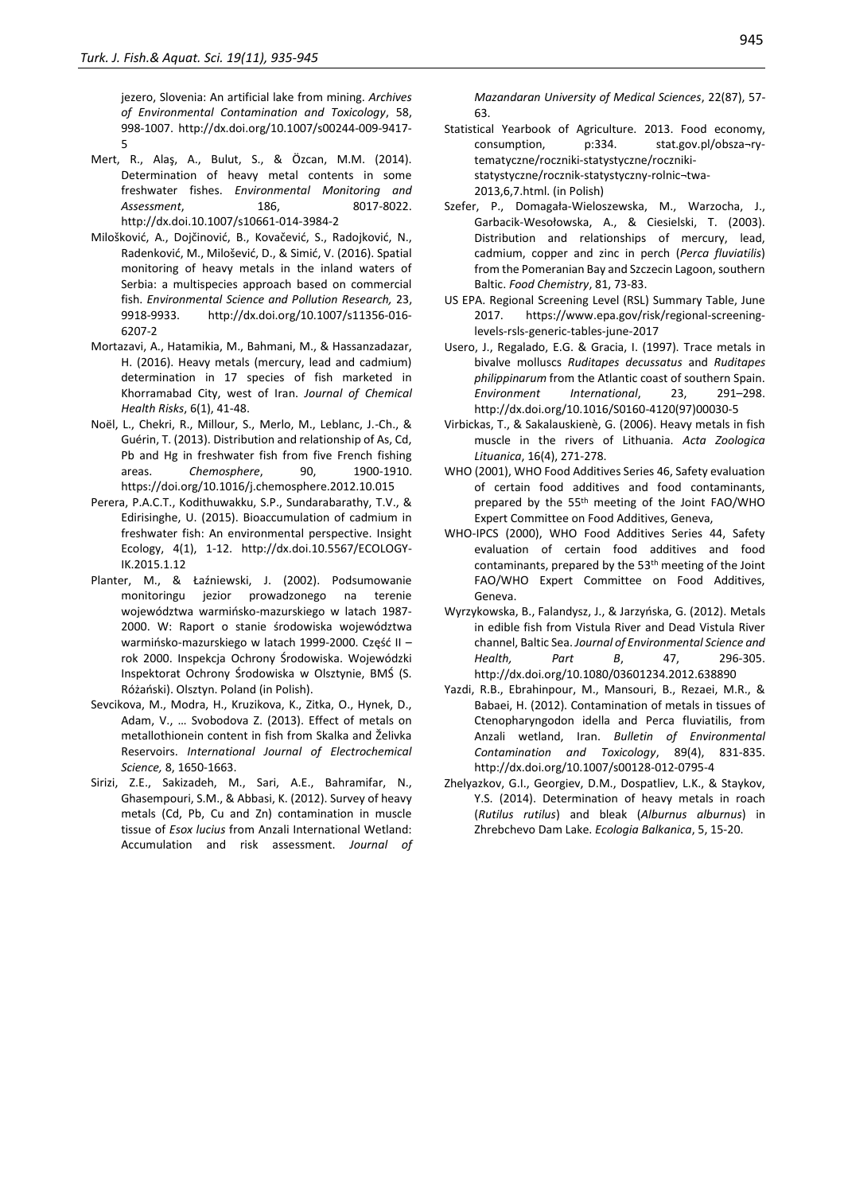jezero, Slovenia: An artificial lake from mining. *Archives of Environmental Contamination and Toxicology*, 58, 998-1007. http://dx.doi.org/10.1007/s00244-009-9417-5

Mert, R., Alaş, A., Bulut, S., & Özcan, M.M. (2014). Determination of heavy metal contents in some freshwater fishes. *Environmental Monitoring and Assessment*, 186, 8017-8022. http://dx.doi.10.1007/s10661-014-3984-2

Milošković, A., Dojčinović, B., Kovačević, S., Radojković, N., Radenković, M., Milošević, D., & Simić, V. (2016). Spatial monitoring of heavy metals in the inland waters of Serbia: a multispecies approach based on commercial fish. *Environmental Science and Pollution Research,* 23, 9918-9933. http://dx.doi.org/10.1007/s11356-016-6207-2

Mortazavi, A., Hatamikia, M., Bahmani, M., & Hassanzadazar, H. (2016). Heavy metals (mercury, lead and cadmium) determination in 17 species of fish marketed in Khorramabad City, west of Iran. *Journal of Chemical Health Risks*, 6(1), 41-48.

Noël, L., Chekri, R., Millour, S., Merlo, M., Leblanc, J.-Ch., & Guérin, T. (2013). Distribution and relationship of As, Cd, Pb and Hg in freshwater fish from five French fishing areas. *Chemosphere*, 90, 1900-1910. https://doi.org/10.1016/j.chemosphere.2012.10.015

Perera, P.A.C.T., Kodithuwakku, S.P., Sundarabarathy, T.V., & Edirisinghe, U. (2015). Bioaccumulation of cadmium in freshwater fish: An environmental perspective. Insight Ecology, 4(1), 1-12. http://dx.doi.10.5567/ECOLOGY-IK.2015.1.12

Planter, M., & Łaźniewski, J. (2002). Podsumowanie monitoringu jezior prowadzonego na terenie województwa warmińsko-mazurskiego w latach 1987-2000. W: Raport o stanie środowiska województwa warmińsko-mazurskiego w latach 1999-2000. Część II – rok 2000. Inspekcja Ochrony Środowiska. Wojewódzki Inspektorat Ochrony Środowiska w Olsztynie, BMŚ (S. Różański). Olsztyn. Poland (in Polish).

Sevcikova, M., Modra, H., Kruzikova, K., Zitka, O., Hynek, D., Adam, V., … Svobodova Z. (2013). Effect of metals on metallothionein content in fish from Skalka and Želivka Reservoirs. *International Journal of Electrochemical Science,* 8, 1650-1663.

Sirizi, Z.E., Sakizadeh, M., Sari, A.E., Bahramifar, N., Ghasempouri, S.M., & Abbasi, K. (2012). Survey of heavy metals (Cd, Pb, Cu and Zn) contamination in muscle tissue of *Esox lucius* from Anzali International Wetland: Accumulation and risk assessment. *Journal of Mazandaran University of Medical Sciences*, 22(87), 57-63.

Statistical Yearbook of Agriculture. 2013. Food economy, consumption, p:334. stat.gov.pl/obsza¬ry-tematyczne/roczniki-statystyczne/roczniki-statystyczne/rocznik-statystyczny-rolnic¬twa-2013,6,7.html. (in Polish)

Szefer, P., Domagała-Wieloszewska, M., Warzocha, J., Garbacik-Wesołowska, A., & Ciesielski, T. (2003). Distribution and relationships of mercury, lead, cadmium, copper and zinc in perch (*Perca fluviatilis*) from the Pomeranian Bay and Szczecin Lagoon, southern Baltic. *Food Chemistry*, 81, 73-83.

US EPA. Regional Screening Level (RSL) Summary Table, June 2017. https://www.epa.gov/risk/regional-screening-levels-rsls-generic-tables-june-2017

Usero, J., Regalado, E.G. & Gracia, I. (1997). Trace metals in bivalve molluscs *Ruditapes decussatus* and *Ruditapes philippinarum* from the Atlantic coast of southern Spain. *Environment International*, 23, 291–298. http://dx.doi.org/10.1016/S0160-4120(97)00030-5

Virbickas, T., & Sakalauskienè, G. (2006). Heavy metals in fish muscle in the rivers of Lithuania. *Acta Zoologica Lituanica*, 16(4), 271-278.

WHO (2001), WHO Food Additives Series 46, Safety evaluation of certain food additives and food contaminants, prepared by the 55th meeting of the Joint FAO/WHO Expert Committee on Food Additives, Geneva,

WHO-IPCS (2000), WHO Food Additives Series 44, Safety evaluation of certain food additives and food contaminants, prepared by the 53th meeting of the Joint FAO/WHO Expert Committee on Food Additives, Geneva.

Wyrzykowska, B., Falandysz, J., & Jarzyńska, G. (2012). Metals in edible fish from Vistula River and Dead Vistula River channel, Baltic Sea. *Journal of Environmental Science and Health, Part B*, 47, 296-305. http://dx.doi.org/10.1080/03601234.2012.638890

Yazdi, R.B., Ebrahinpour, M., Mansouri, B., Rezaei, M.R., & Babaei, H. (2012). Contamination of metals in tissues of Ctenopharyngodon idella and Perca fluviatilis, from Anzali wetland, Iran. *Bulletin of Environmental Contamination and Toxicology*, 89(4), 831-835. http://dx.doi.org/10.1007/s00128-012-0795-4

Zhelyazkov, G.I., Georgiev, D.M., Dospatliev, L.K., & Staykov, Y.S. (2014). Determination of heavy metals in roach (*Rutilus rutilus*) and bleak (*Alburnus alburnus*) in Zhrebchevo Dam Lake. *Ecologia Balkanica*, 5, 15-20.